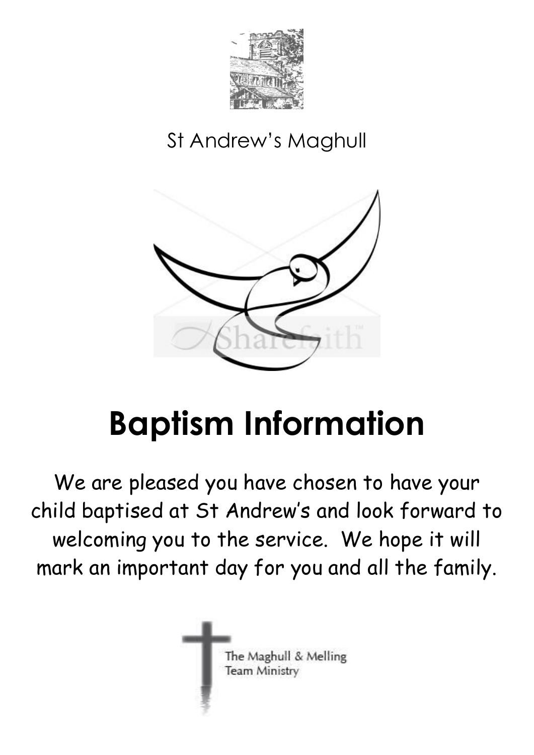St Andrew's Maghull

# Baptism Information

We are pleased you have chosen to have your child baptised at St Andrew's and look forward to welcoming you to the service. We hope it will mark an important day for you and all the family.

The Maghull & Melling Team Ministry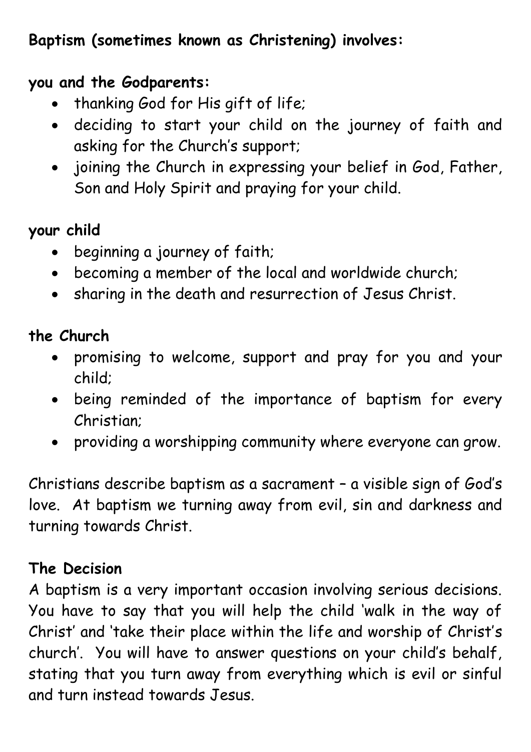**Baptism (sometimes known as Christening) involves:**

**you and the Godparents:**

- thanking God for His gift of life;
- deciding to start your child on the journey of faith and asking for the Church's support;
- joining the Church in expressing your belief in God, Father, Son and Holy Spirit and praying for your child.

**your child**

- beginning a journey of faith;
- becoming a member of the local and worldwide church;
- sharing in the death and resurrection of Jesus Christ.

**the Church**

- promising to welcome, support and pray for you and your child;
- being reminded of the importance of baptism for every Christian;
- providing a worshipping community where everyone can grow.

Christians describe baptism as a sacrament – a visible sign of God's love. At baptism we turning away from evil, sin and darkness and turning towards Christ.

**The Decision**

A baptism is a very important occasion involving serious decisions. You have to say that you will help the child 'walk in the way of Christ' and 'take their place within the life and worship of Christ's church'. You will have to answer questions on your child's behalf, stating that you turn away from everything which is evil or sinful and turn instead towards Jesus.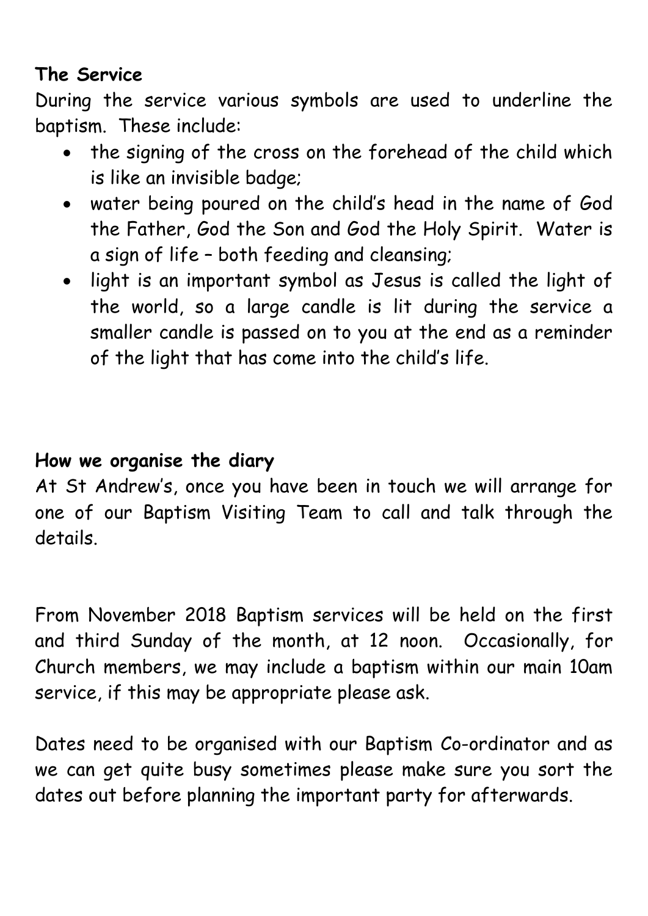**The Service**

During the service various symbols are used to underline the baptism. These include:

- the signing of the cross on the forehead of the child which is like an invisible badge;
- water being poured on the child's head in the name of God the Father, God the Son and God the Holy Spirit. Water is a sign of life – both feeding and cleansing;
- light is an important symbol as Jesus is called the light of the world, so a large candle is lit during the service a smaller candle is passed on to you at the end as a reminder of the light that has come into the child's life.

**How we organise the diary**

At St Andrew's, once you have been in touch we will arrange for one of our Baptism Visiting Team to call and talk through the details.

From November 2018 Baptism services will be held on the first and third Sunday of the month, at 12 noon. Occasionally, for Church members, we may include a baptism within our main 10am service, if this may be appropriate please ask.

Dates need to be organised with our Baptism Co-ordinator and as we can get quite busy sometimes please make sure you sort the dates out before planning the important party for afterwards.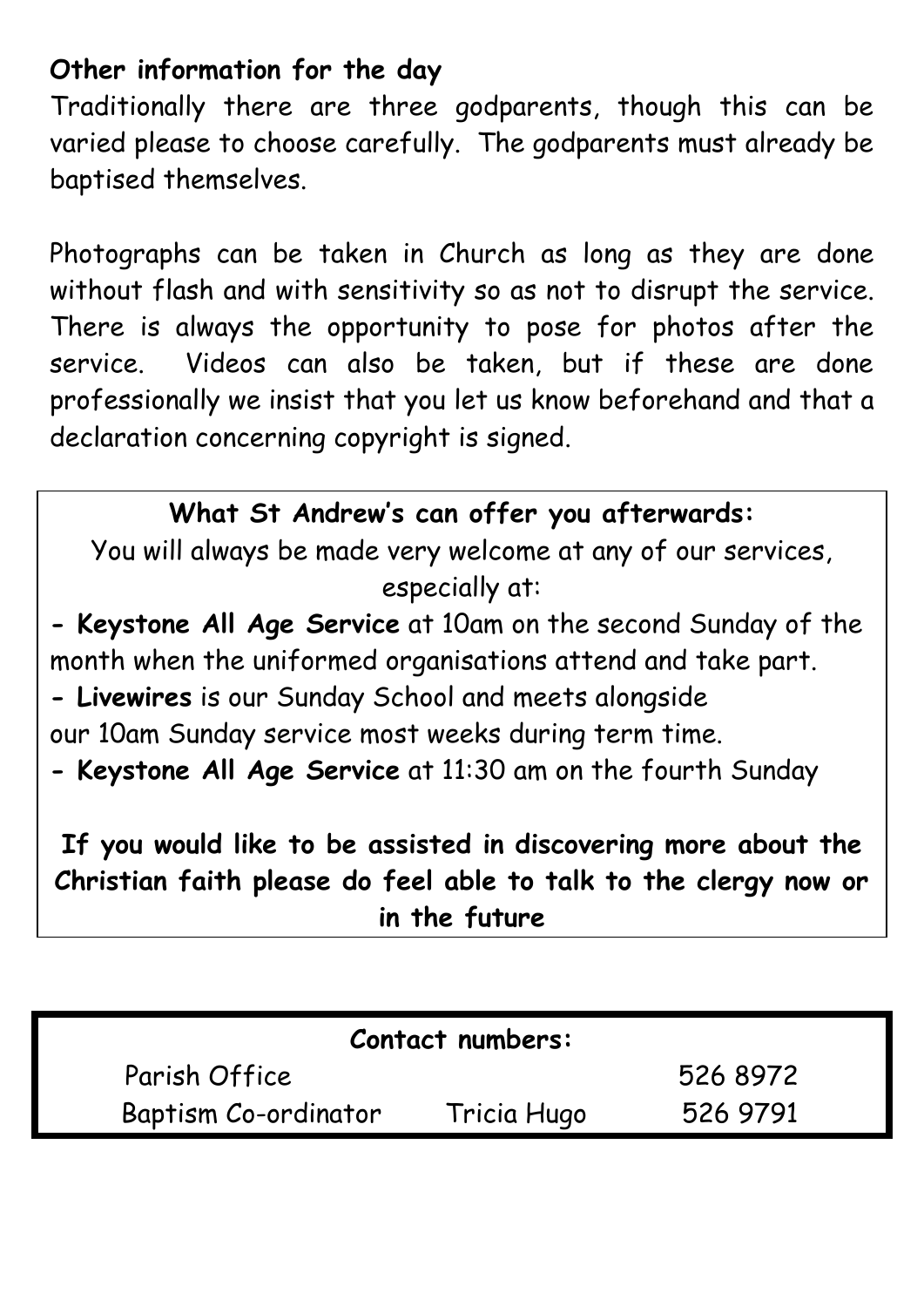**Other information for the day**

Traditionally there are three godparents, though this can be varied please to choose carefully. The godparents must already be baptised themselves.

Photographs can be taken in Church as long as they are done without flash and with sensitivity so as not to disrupt the service. There is always the opportunity to pose for photos after the service. Videos can also be taken, but if these are done professionally we insist that you let us know beforehand and that a declaration concerning copyright is signed.

**What St Andrew's can offer you afterwards:**

You will always be made very welcome at any of our services, especially at:

- **Keystone All Age Service** at 10am on the second Sunday of the month when the uniformed organisations attend and take part.
- **Livewires** is our Sunday School and meets alongside our 10am Sunday service most weeks during term time.
- **Keystone All Age Service** at 11:30 am on the fourth Sunday

**If you would like to be assisted in discovering more about the Christian faith please do feel able to talk to the clergy now or in the future**

**Contact numbers:**

| | | |
|---|---|---|
| Parish Office | | 526 8972 |
| Baptism Co-ordinator | Tricia Hugo | 526 9791 |